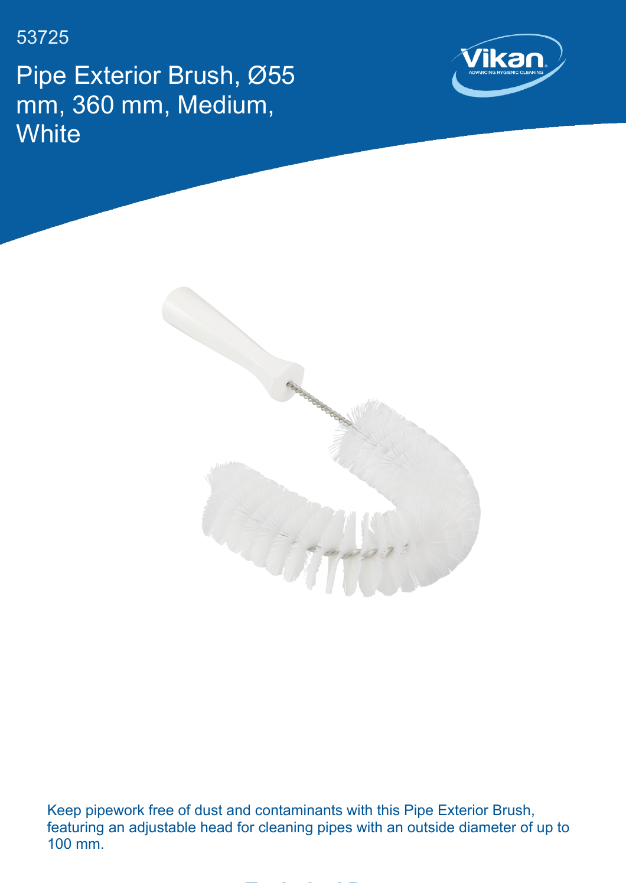53725

# Pipe Exterior Brush, Ø55 mm, 360 mm, Medium, White

Keep pipework free of dust and contaminants with this Pipe Exterior Brush, featuring an adjustable head for cleaning pipes with an outside diameter of up to 100 mm.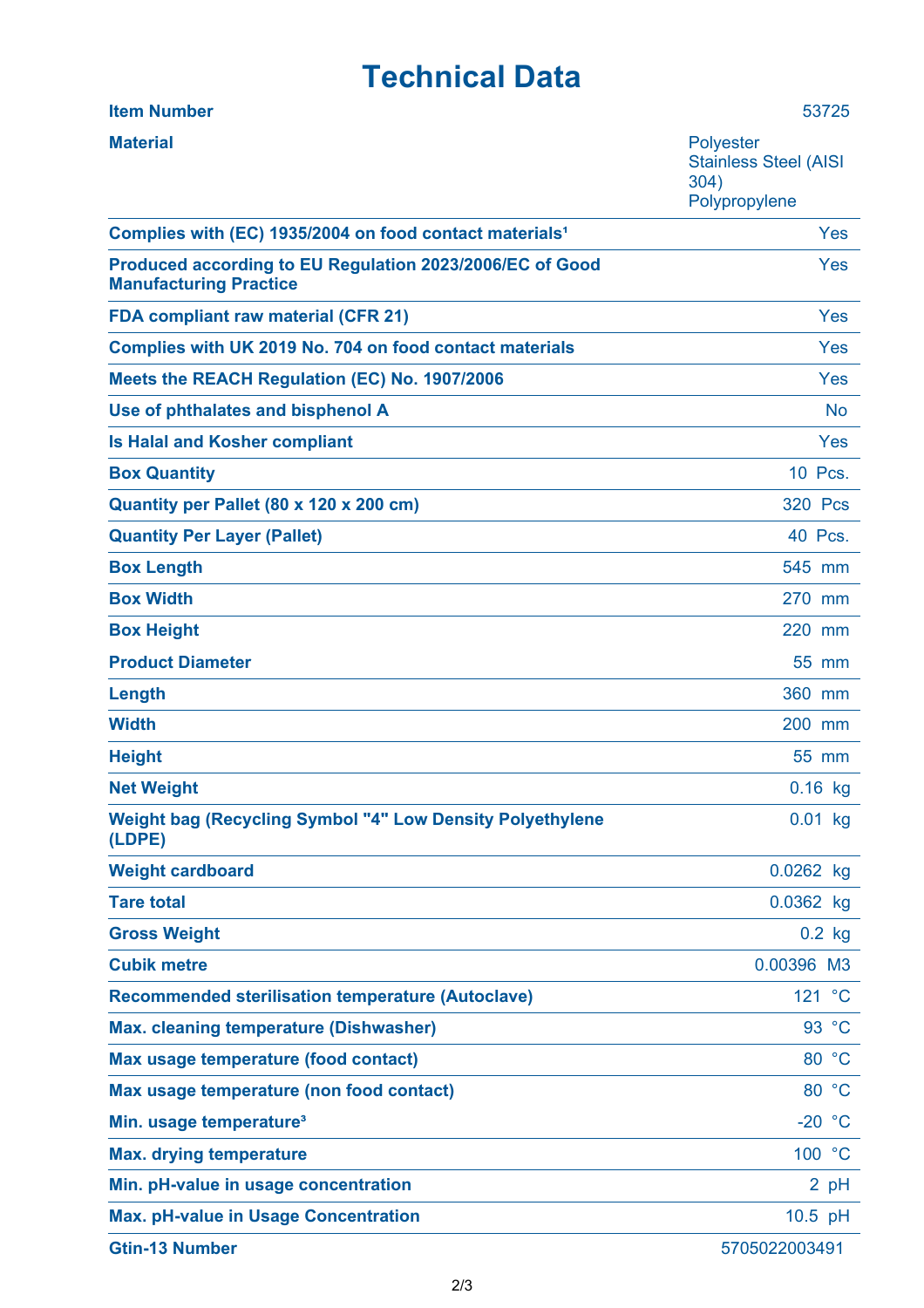# Technical Data

| | |
|---|---|
| **Item Number** | 53725 |
| **Material** | Polyester<br>Stainless Steel (AISI 304)<br>Polypropylene |
| **Complies with (EC) 1935/2004 on food contact materials[1]** | Yes |
| **Produced according to EU Regulation 2023/2006/EC of Good Manufacturing Practice** | Yes |
| **FDA compliant raw material (CFR 21)** | Yes |
| **Complies with UK 2019 No. 704 on food contact materials** | Yes |
| **Meets the REACH Regulation (EC) No. 1907/2006** | Yes |
| **Use of phthalates and bisphenol A** | No |
| **Is Halal and Kosher compliant** | Yes |
| **Box Quantity** | 10 Pcs. |
| **Quantity per Pallet (80 x 120 x 200 cm)** | 320 Pcs |
| **Quantity Per Layer (Pallet)** | 40 Pcs. |
| **Box Length** | 545 mm |
| **Box Width** | 270 mm |
| **Box Height** | 220 mm |
| **Product Diameter** | 55 mm |
| **Length** | 360 mm |
| **Width** | 200 mm |
| **Height** | 55 mm |
| **Net Weight** | 0.16 kg |
| **Weight bag (Recycling Symbol "4" Low Density Polyethylene (LDPE)** | 0.01 kg |
| **Weight cardboard** | 0.0262 kg |
| **Tare total** | 0.0362 kg |
| **Gross Weight** | 0.2 kg |
| **Cubik metre** | 0.00396 M3 |
| **Recommended sterilisation temperature (Autoclave)** | 121 °C |
| **Max. cleaning temperature (Dishwasher)** | 93 °C |
| **Max usage temperature (food contact)** | 80 °C |
| **Max usage temperature (non food contact)** | 80 °C |
| **Min. usage temperature[3]** | -20 °C |
| **Max. drying temperature** | 100 °C |
| **Min. pH-value in usage concentration** | 2 pH |
| **Max. pH-value in Usage Concentration** | 10.5 pH |
| **Gtin-13 Number** | 5705022003491 |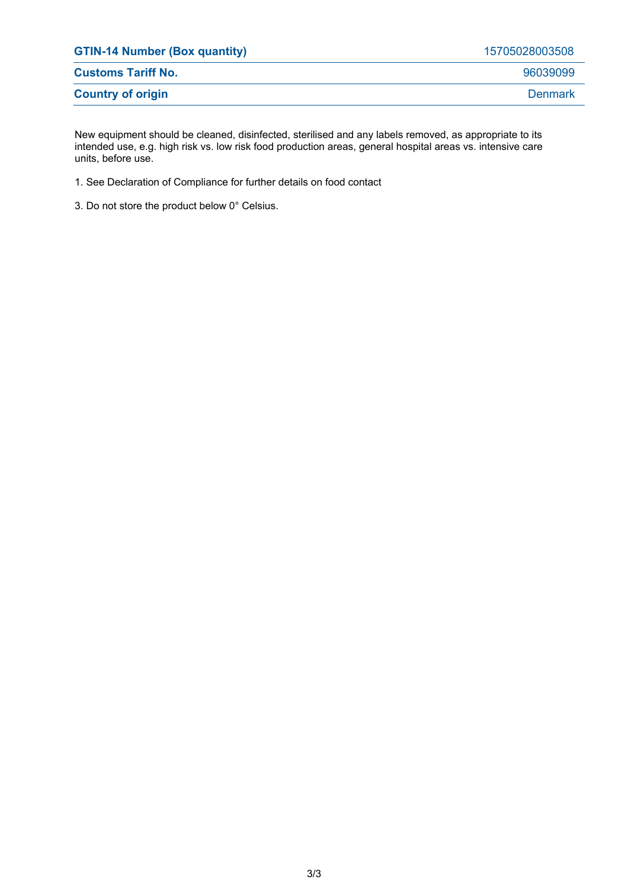| | |
|---|---|
| **GTIN-14 Number (Box quantity)** | 15705028003508 |
| **Customs Tariff No.** | 96039099 |
| **Country of origin** | Denmark |

New equipment should be cleaned, disinfected, sterilised and any labels removed, as appropriate to its intended use, e.g. high risk vs. low risk food production areas, general hospital areas vs. intensive care units, before use.

1. See Declaration of Compliance for further details on food contact

3. Do not store the product below 0° Celsius.